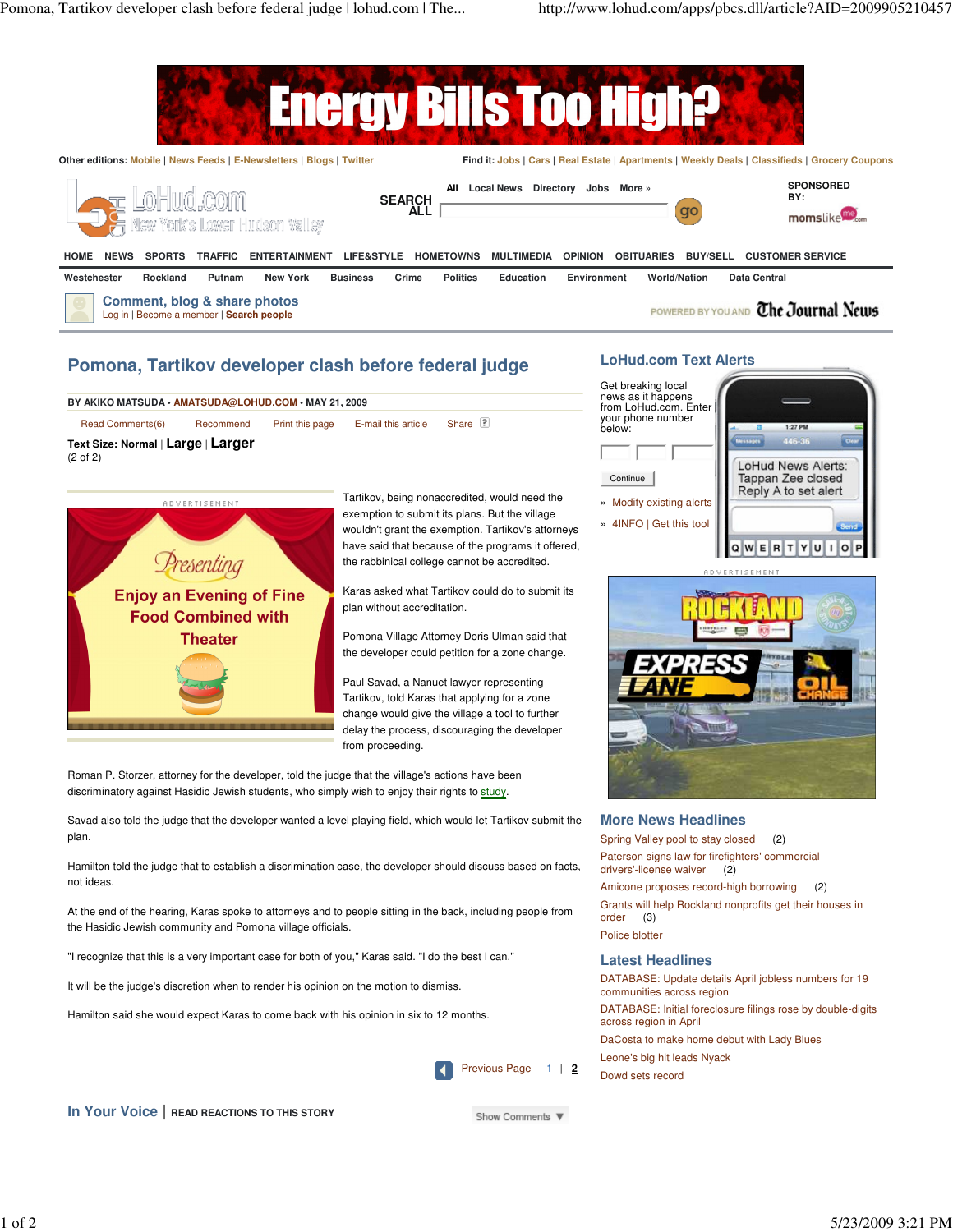# Pomona, Tartikov developer clash before federal judge

**BY AKIKO MATSUDA • AMATSUDA@LOHUD.COM • MAY 21, 2009**

(2 of 2)

Tartikov, being nonaccredited, would need the exemption to submit its plans. But the village wouldn't grant the exemption. Tartikov's attorneys have said that because of the programs it offered, the rabbinical college cannot be accredited.

Karas asked what Tartikov could do to submit its plan without accreditation.

Pomona Village Attorney Doris Ulman said that the developer could petition for a zone change.

Paul Savad, a Nanuet lawyer representing Tartikov, told Karas that applying for a zone change would give the village a tool to further delay the process, discouraging the developer from proceeding.

Roman P. Storzer, attorney for the developer, told the judge that the village's actions have been discriminatory against Hasidic Jewish students, who simply wish to enjoy their rights to study.

Savad also told the judge that the developer wanted a level playing field, which would let Tartikov submit the plan.

Hamilton told the judge that to establish a discrimination case, the developer should discuss based on facts, not ideas.

At the end of the hearing, Karas spoke to attorneys and to people sitting in the back, including people from the Hasidic Jewish community and Pomona village officials.

"I recognize that this is a very important case for both of you," Karas said. "I do the best I can."

It will be the judge's discretion when to render his opinion on the motion to dismiss.

Hamilton said she would expect Karas to come back with his opinion in six to 12 months.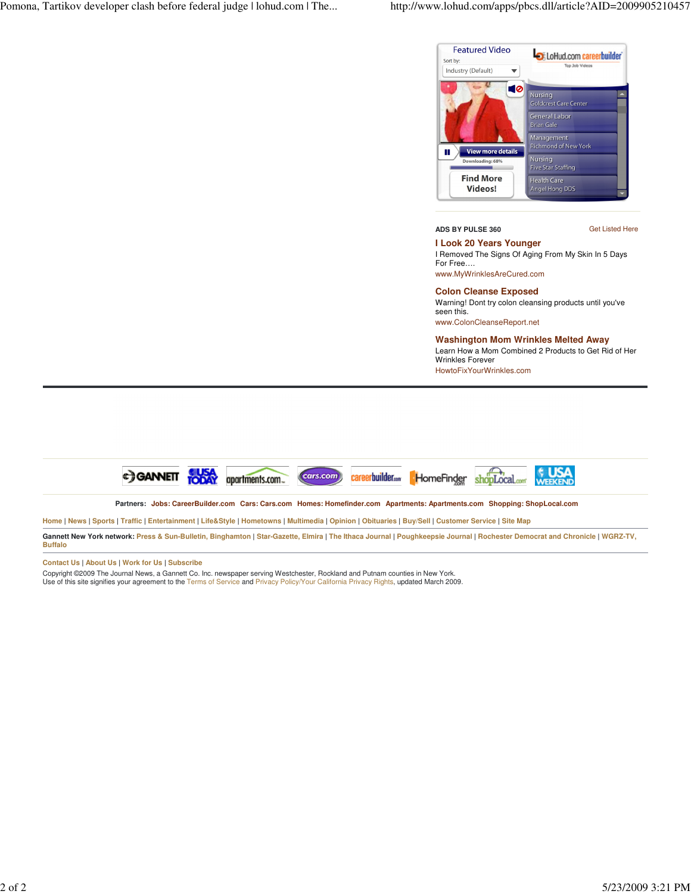Featured Video

Sort by:

Industry (Default)

LoHud.com careerbuilder

Top Job Videos

Nursing
Goldcrest Care Center

General Labor
Brian Gale

Management
Richmond of New York

Nursing
Five Star Staffing

Health Care
Angel Hong DDS

View more details

Downloading: 68%

Find More Videos!

ADS BY PULSE 360

Get Listed Here

### I Look 20 Years Younger

I Removed The Signs Of Aging From My Skin In 5 Days For Free....

www.MyWrinklesAreCured.com

### Colon Cleanse Exposed

Warning! Dont try colon cleansing products until you've seen this.

www.ColonCleanseReport.net

### Washington Mom Wrinkles Melted Away

Learn How a Mom Combined 2 Products to Get Rid of Her Wrinkles Forever

HowtoFixYourWrinkles.com

---

**Partners:** Jobs: CareerBuilder.com Cars: Cars.com Homes: Homefinder.com Apartments: Apartments.com Shopping: ShopLocal.com

Home | News | Sports | Traffic | Entertainment | Life&Style | Hometowns | Multimedia | Opinion | Obituaries | Buy/Sell | Customer Service | Site Map

**Gannett New York network:** Press & Sun-Bulletin, Binghamton | Star-Gazette, Elmira | The Ithaca Journal | Poughkeepsie Journal | Rochester Democrat and Chronicle | WGRZ-TV, Buffalo

Contact Us | About Us | Work for Us | Subscribe

Copyright ©2009 The Journal News, a Gannett Co. Inc. newspaper serving Westchester, Rockland and Putnam counties in New York.
Use of this site signifies your agreement to the Terms of Service and Privacy Policy/Your California Privacy Rights, updated March 2009.